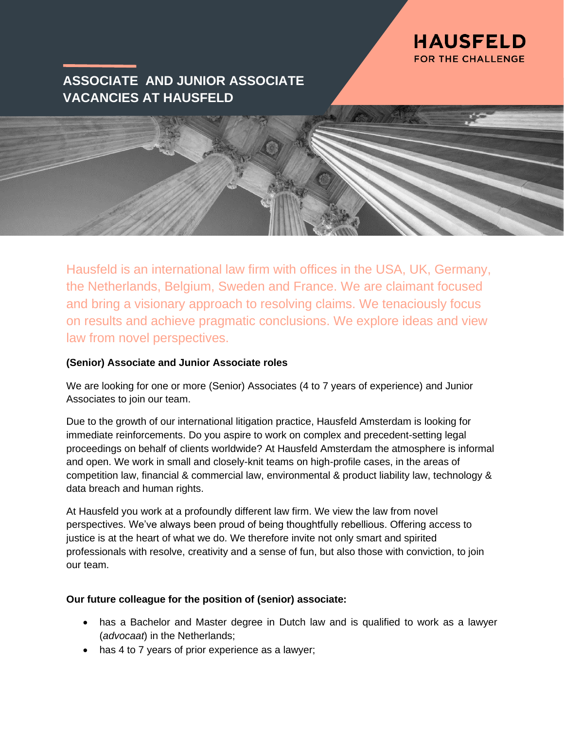HAUSFELD
FOR THE CHALLENGE

# ASSOCIATE AND JUNIOR ASSOCIATE VACANCIES AT HAUSFELD

Hausfeld is an international law firm with offices in the USA, UK, Germany, the Netherlands, Belgium, Sweden and France. We are claimant focused and bring a visionary approach to resolving claims. We tenaciously focus on results and achieve pragmatic conclusions. We explore ideas and view law from novel perspectives.

**(Senior) Associate and Junior Associate roles**

We are looking for one or more (Senior) Associates (4 to 7 years of experience) and Junior Associates to join our team.

Due to the growth of our international litigation practice, Hausfeld Amsterdam is looking for immediate reinforcements. Do you aspire to work on complex and precedent-setting legal proceedings on behalf of clients worldwide? At Hausfeld Amsterdam the atmosphere is informal and open. We work in small and closely-knit teams on high-profile cases, in the areas of competition law, financial & commercial law, environmental & product liability law, technology & data breach and human rights.

At Hausfeld you work at a profoundly different law firm. We view the law from novel perspectives. We've always been proud of being thoughtfully rebellious. Offering access to justice is at the heart of what we do. We therefore invite not only smart and spirited professionals with resolve, creativity and a sense of fun, but also those with conviction, to join our team.

**Our future colleague for the position of (senior) associate:**

- has a Bachelor and Master degree in Dutch law and is qualified to work as a lawyer (*advocaat*) in the Netherlands;
- has 4 to 7 years of prior experience as a lawyer;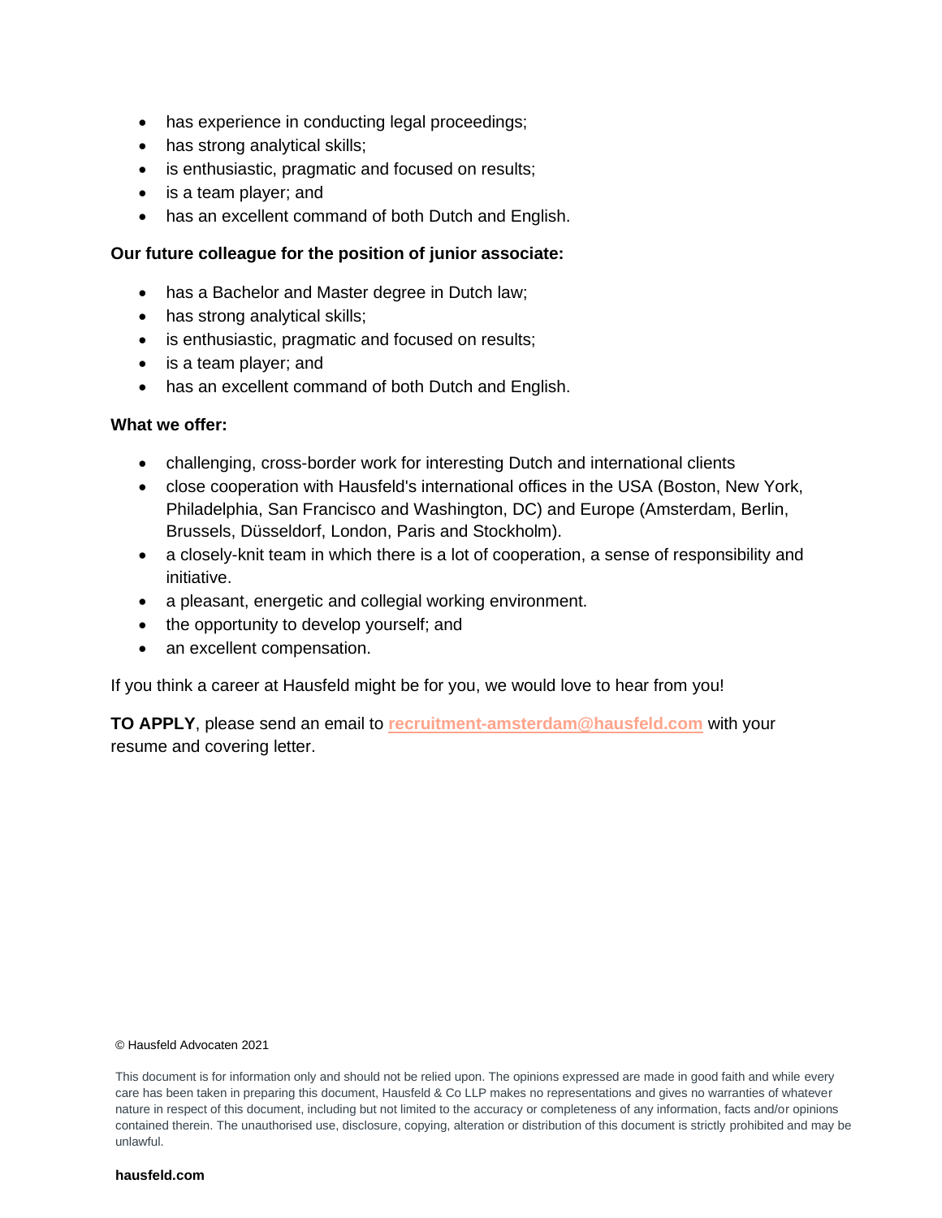- has experience in conducting legal proceedings;
- has strong analytical skills;
- is enthusiastic, pragmatic and focused on results;
- is a team player; and
- has an excellent command of both Dutch and English.

**Our future colleague for the position of junior associate:**

- has a Bachelor and Master degree in Dutch law;
- has strong analytical skills;
- is enthusiastic, pragmatic and focused on results;
- is a team player; and
- has an excellent command of both Dutch and English.

**What we offer:**

- challenging, cross-border work for interesting Dutch and international clients
- close cooperation with Hausfeld's international offices in the USA (Boston, New York, Philadelphia, San Francisco and Washington, DC) and Europe (Amsterdam, Berlin, Brussels, Düsseldorf, London, Paris and Stockholm).
- a closely-knit team in which there is a lot of cooperation, a sense of responsibility and initiative.
- a pleasant, energetic and collegial working environment.
- the opportunity to develop yourself; and
- an excellent compensation.

If you think a career at Hausfeld might be for you, we would love to hear from you!

**TO APPLY**, please send an email to **recruitment-amsterdam@hausfeld.com** with your resume and covering letter.

© Hausfeld Advocaten 2021

This document is for information only and should not be relied upon. The opinions expressed are made in good faith and while every care has been taken in preparing this document, Hausfeld & Co LLP makes no representations and gives no warranties of whatever nature in respect of this document, including but not limited to the accuracy or completeness of any information, facts and/or opinions contained therein. The unauthorised use, disclosure, copying, alteration or distribution of this document is strictly prohibited and may be unlawful.

**hausfeld.com**